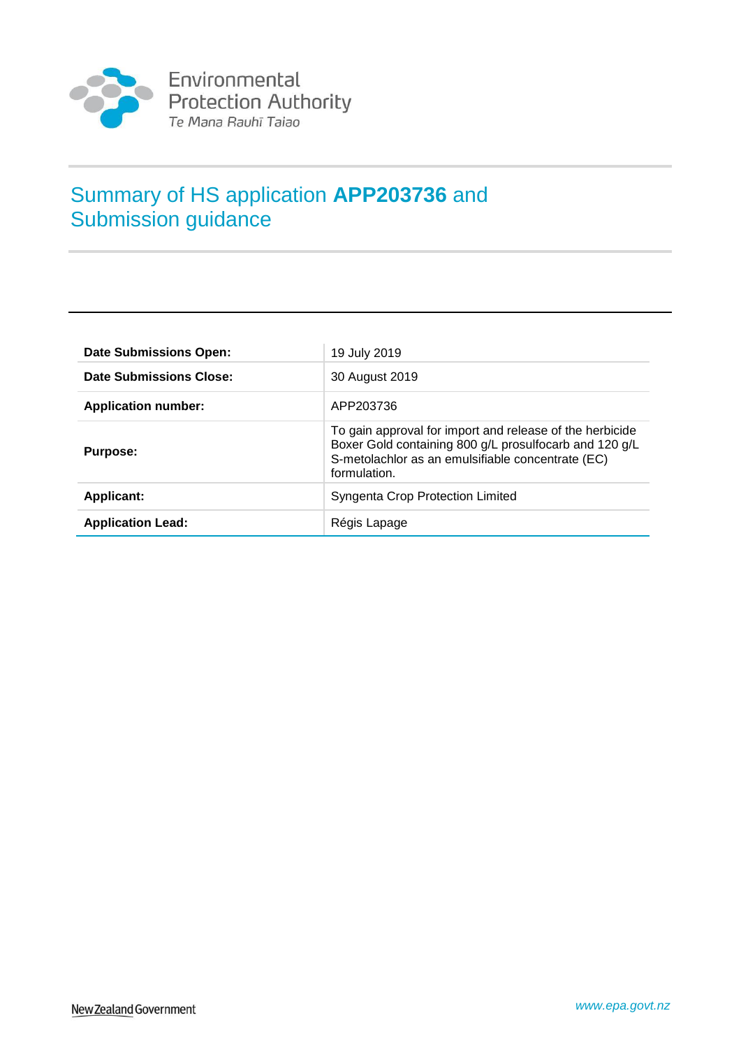Environmental Protection Authority
*Te Mana Rauhī Taiao*

# Summary of HS application **APP203736** and Submission guidance

| | |
|---|---|
| **Date Submissions Open:** | 19 July 2019 |
| **Date Submissions Close:** | 30 August 2019 |
| **Application number:** | APP203736 |
| **Purpose:** | To gain approval for import and release of the herbicide Boxer Gold containing 800 g/L prosulfocarb and 120 g/L S-metolachlor as an emulsifiable concentrate (EC) formulation. |
| **Applicant:** | Syngenta Crop Protection Limited |
| **Application Lead:** | Régis Lapage |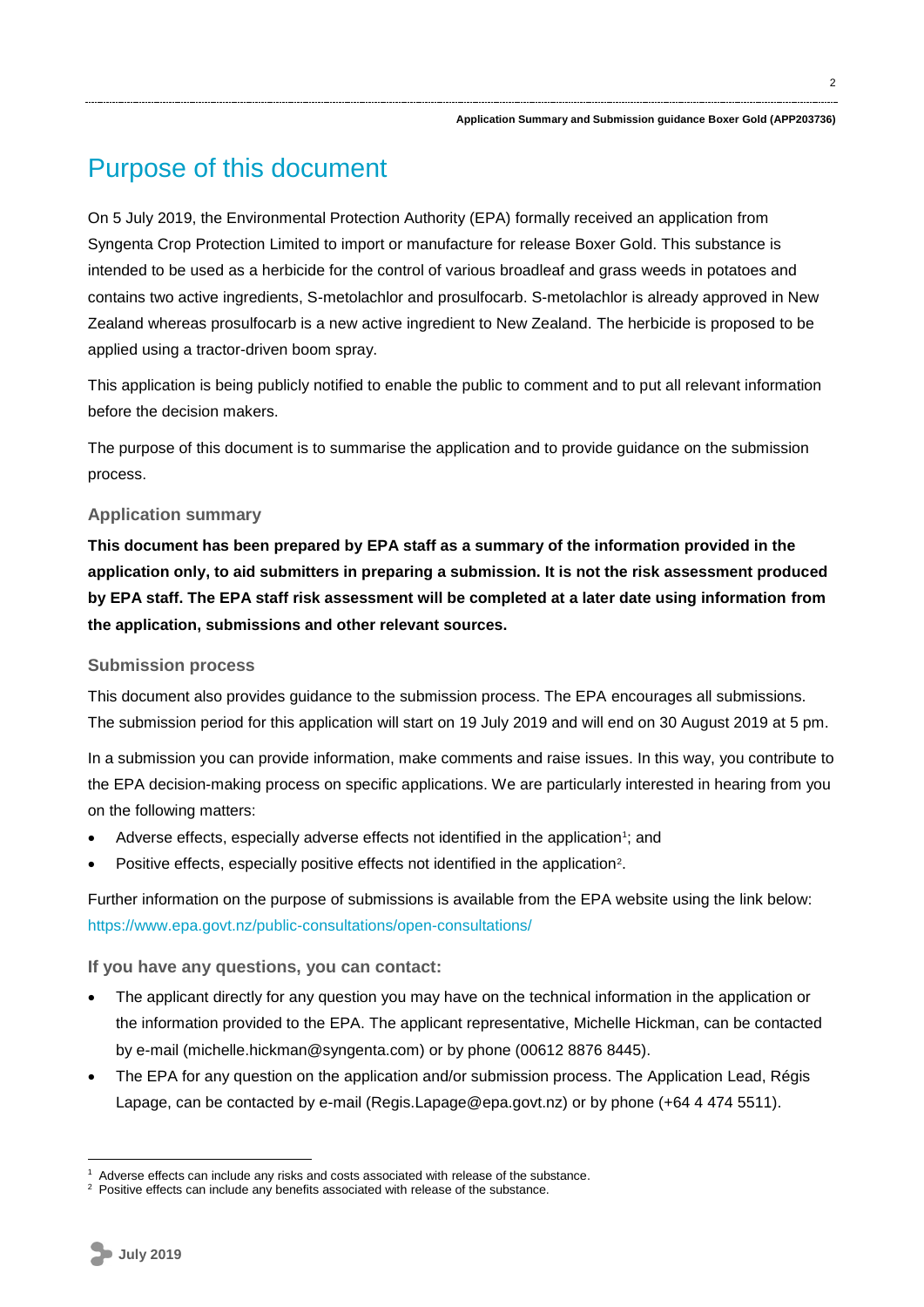# Purpose of this document

On 5 July 2019, the Environmental Protection Authority (EPA) formally received an application from Syngenta Crop Protection Limited to import or manufacture for release Boxer Gold. This substance is intended to be used as a herbicide for the control of various broadleaf and grass weeds in potatoes and contains two active ingredients, S-metolachlor and prosulfocarb. S-metolachlor is already approved in New Zealand whereas prosulfocarb is a new active ingredient to New Zealand. The herbicide is proposed to be applied using a tractor-driven boom spray.

This application is being publicly notified to enable the public to comment and to put all relevant information before the decision makers.

The purpose of this document is to summarise the application and to provide guidance on the submission process.

### Application summary

**This document has been prepared by EPA staff as a summary of the information provided in the application only, to aid submitters in preparing a submission. It is not the risk assessment produced by EPA staff. The EPA staff risk assessment will be completed at a later date using information from the application, submissions and other relevant sources.**

### Submission process

This document also provides guidance to the submission process. The EPA encourages all submissions. The submission period for this application will start on 19 July 2019 and will end on 30 August 2019 at 5 pm.

In a submission you can provide information, make comments and raise issues. In this way, you contribute to the EPA decision-making process on specific applications. We are particularly interested in hearing from you on the following matters:

- Adverse effects, especially adverse effects not identified in the application[1]; and
- Positive effects, especially positive effects not identified in the application[2].

Further information on the purpose of submissions is available from the EPA website using the link below:
https://www.epa.govt.nz/public-consultations/open-consultations/

### If you have any questions, you can contact:

- The applicant directly for any question you may have on the technical information in the application or the information provided to the EPA. The applicant representative, Michelle Hickman, can be contacted by e-mail (michelle.hickman@syngenta.com) or by phone (00612 8876 8445).
- The EPA for any question on the application and/or submission process. The Application Lead, Régis Lapage, can be contacted by e-mail (Regis.Lapage@epa.govt.nz) or by phone (+64 4 474 5511).

---

[1] Adverse effects can include any risks and costs associated with release of the substance.

[2] Positive effects can include any benefits associated with release of the substance.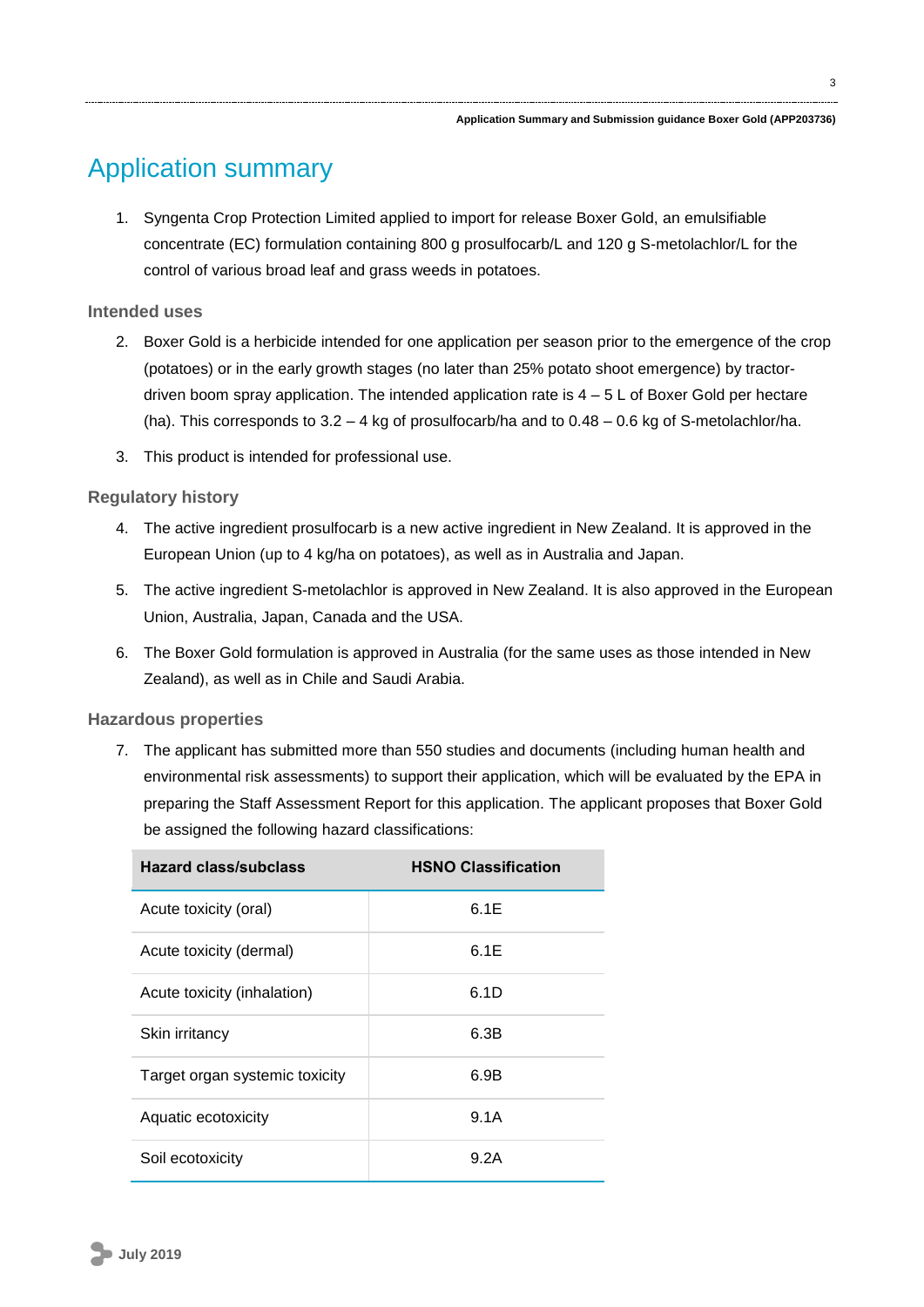# Application summary

1. Syngenta Crop Protection Limited applied to import for release Boxer Gold, an emulsifiable concentrate (EC) formulation containing 800 g prosulfocarb/L and 120 g S-metolachlor/L for the control of various broad leaf and grass weeds in potatoes.

### Intended uses

2. Boxer Gold is a herbicide intended for one application per season prior to the emergence of the crop (potatoes) or in the early growth stages (no later than 25% potato shoot emergence) by tractor-driven boom spray application. The intended application rate is 4 – 5 L of Boxer Gold per hectare (ha). This corresponds to 3.2 – 4 kg of prosulfocarb/ha and to 0.48 – 0.6 kg of S-metolachlor/ha.
3. This product is intended for professional use.

### Regulatory history

4. The active ingredient prosulfocarb is a new active ingredient in New Zealand. It is approved in the European Union (up to 4 kg/ha on potatoes), as well as in Australia and Japan.
5. The active ingredient S-metolachlor is approved in New Zealand. It is also approved in the European Union, Australia, Japan, Canada and the USA.
6. The Boxer Gold formulation is approved in Australia (for the same uses as those intended in New Zealand), as well as in Chile and Saudi Arabia.

### Hazardous properties

7. The applicant has submitted more than 550 studies and documents (including human health and environmental risk assessments) to support their application, which will be evaluated by the EPA in preparing the Staff Assessment Report for this application. The applicant proposes that Boxer Gold be assigned the following hazard classifications:

| Hazard class/subclass | HSNO Classification |
|---|---|
| Acute toxicity (oral) | 6.1E |
| Acute toxicity (dermal) | 6.1E |
| Acute toxicity (inhalation) | 6.1D |
| Skin irritancy | 6.3B |
| Target organ systemic toxicity | 6.9B |
| Aquatic ecotoxicity | 9.1A |
| Soil ecotoxicity | 9.2A |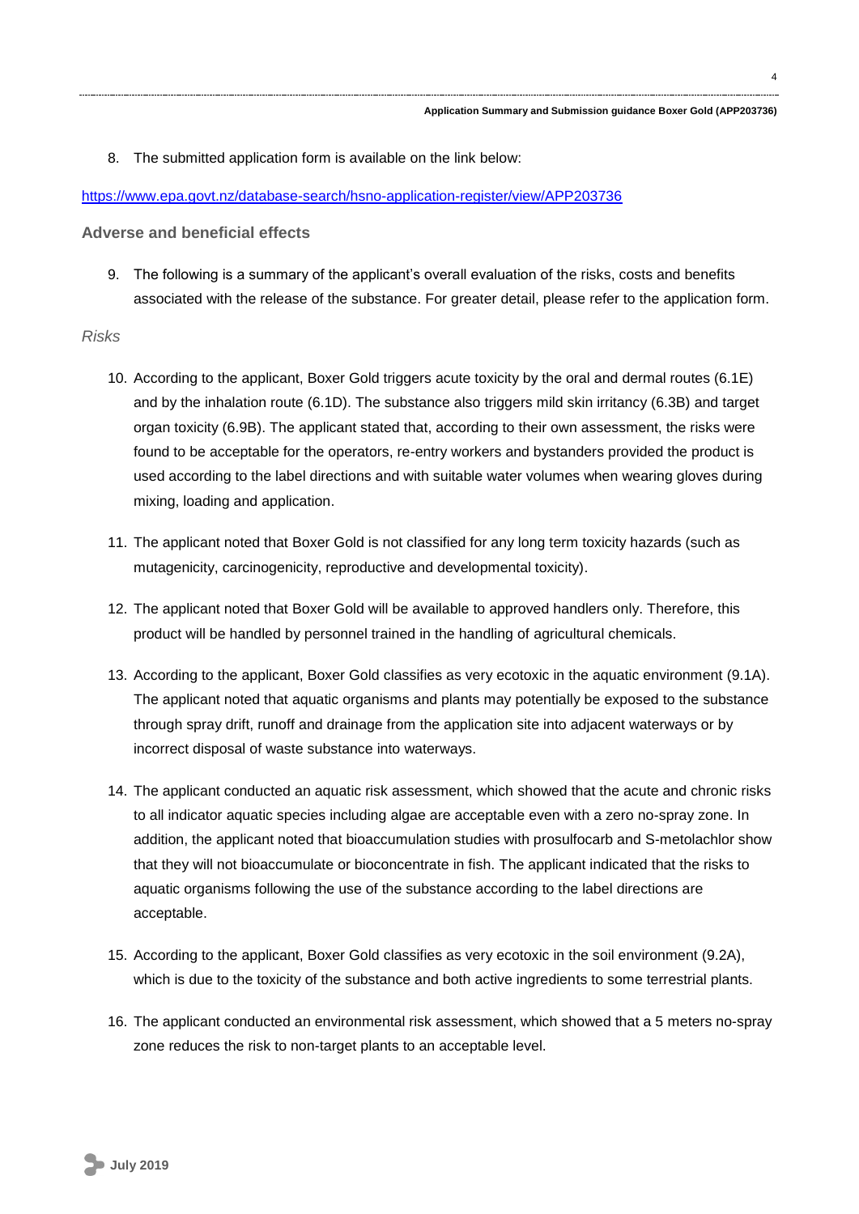8. The submitted application form is available on the link below:

https://www.epa.govt.nz/database-search/hsno-application-register/view/APP203736

### Adverse and beneficial effects

9. The following is a summary of the applicant's overall evaluation of the risks, costs and benefits associated with the release of the substance. For greater detail, please refer to the application form.

#### *Risks*

10. According to the applicant, Boxer Gold triggers acute toxicity by the oral and dermal routes (6.1E) and by the inhalation route (6.1D). The substance also triggers mild skin irritancy (6.3B) and target organ toxicity (6.9B). The applicant stated that, according to their own assessment, the risks were found to be acceptable for the operators, re-entry workers and bystanders provided the product is used according to the label directions and with suitable water volumes when wearing gloves during mixing, loading and application.

11. The applicant noted that Boxer Gold is not classified for any long term toxicity hazards (such as mutagenicity, carcinogenicity, reproductive and developmental toxicity).

12. The applicant noted that Boxer Gold will be available to approved handlers only. Therefore, this product will be handled by personnel trained in the handling of agricultural chemicals.

13. According to the applicant, Boxer Gold classifies as very ecotoxic in the aquatic environment (9.1A). The applicant noted that aquatic organisms and plants may potentially be exposed to the substance through spray drift, runoff and drainage from the application site into adjacent waterways or by incorrect disposal of waste substance into waterways.

14. The applicant conducted an aquatic risk assessment, which showed that the acute and chronic risks to all indicator aquatic species including algae are acceptable even with a zero no-spray zone. In addition, the applicant noted that bioaccumulation studies with prosulfocarb and S-metolachlor show that they will not bioaccumulate or bioconcentrate in fish. The applicant indicated that the risks to aquatic organisms following the use of the substance according to the label directions are acceptable.

15. According to the applicant, Boxer Gold classifies as very ecotoxic in the soil environment (9.2A), which is due to the toxicity of the substance and both active ingredients to some terrestrial plants.

16. The applicant conducted an environmental risk assessment, which showed that a 5 meters no-spray zone reduces the risk to non-target plants to an acceptable level.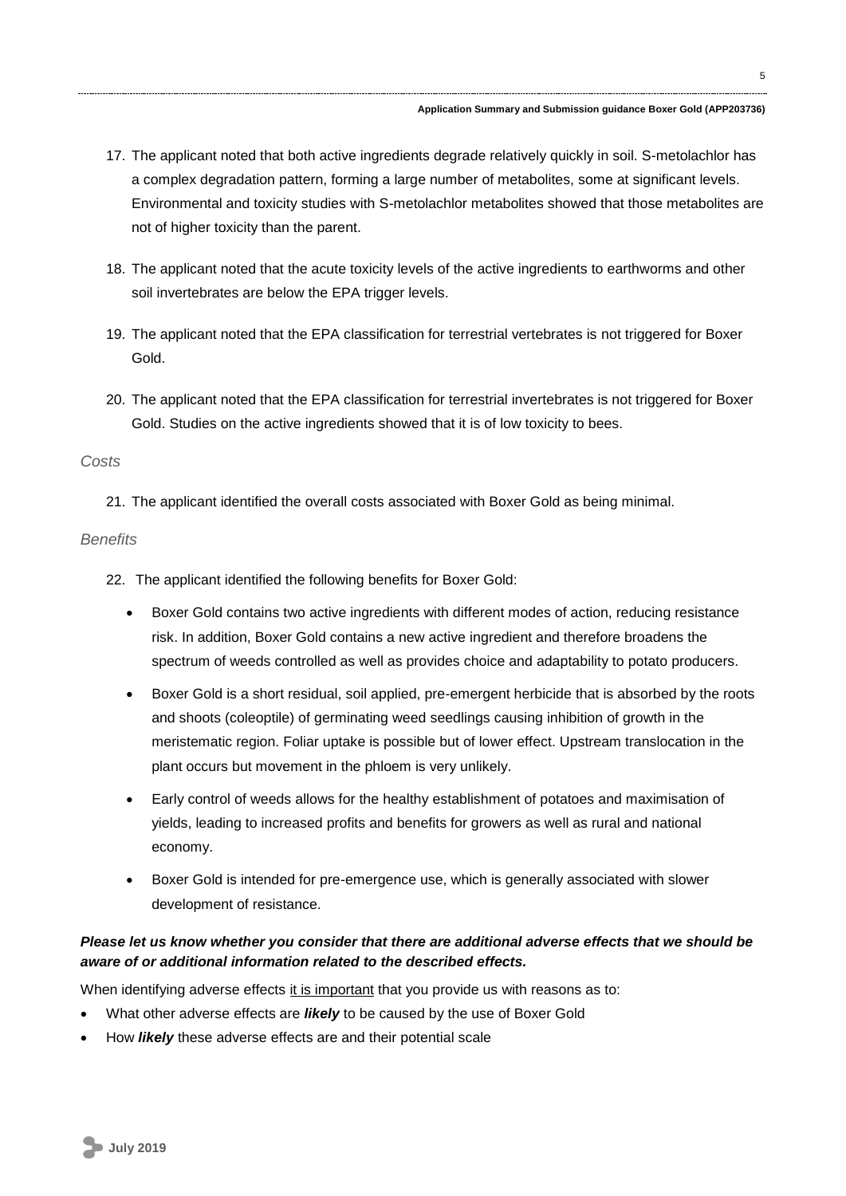17. The applicant noted that both active ingredients degrade relatively quickly in soil. S-metolachlor has a complex degradation pattern, forming a large number of metabolites, some at significant levels. Environmental and toxicity studies with S-metolachlor metabolites showed that those metabolites are not of higher toxicity than the parent.

18. The applicant noted that the acute toxicity levels of the active ingredients to earthworms and other soil invertebrates are below the EPA trigger levels.

19. The applicant noted that the EPA classification for terrestrial vertebrates is not triggered for Boxer Gold.

20. The applicant noted that the EPA classification for terrestrial invertebrates is not triggered for Boxer Gold. Studies on the active ingredients showed that it is of low toxicity to bees.

*Costs*

21. The applicant identified the overall costs associated with Boxer Gold as being minimal.

*Benefits*

22. The applicant identified the following benefits for Boxer Gold:

    - Boxer Gold contains two active ingredients with different modes of action, reducing resistance risk. In addition, Boxer Gold contains a new active ingredient and therefore broadens the spectrum of weeds controlled as well as provides choice and adaptability to potato producers.
    - Boxer Gold is a short residual, soil applied, pre-emergent herbicide that is absorbed by the roots and shoots (coleoptile) of germinating weed seedlings causing inhibition of growth in the meristematic region. Foliar uptake is possible but of lower effect. Upstream translocation in the plant occurs but movement in the phloem is very unlikely.
    - Early control of weeds allows for the healthy establishment of potatoes and maximisation of yields, leading to increased profits and benefits for growers as well as rural and national economy.
    - Boxer Gold is intended for pre-emergence use, which is generally associated with slower development of resistance.

***Please let us know whether you consider that there are additional adverse effects that we should be aware of or additional information related to the described effects.***

When identifying adverse effects it is important that you provide us with reasons as to:

- What other adverse effects are ***likely*** to be caused by the use of Boxer Gold
- How ***likely*** these adverse effects are and their potential scale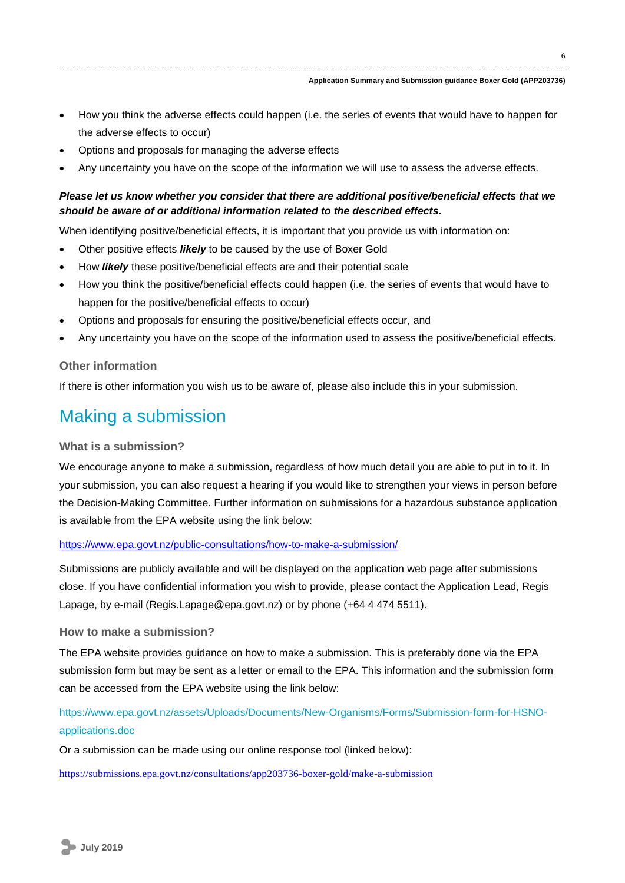- How you think the adverse effects could happen (i.e. the series of events that would have to happen for the adverse effects to occur)
- Options and proposals for managing the adverse effects
- Any uncertainty you have on the scope of the information we will use to assess the adverse effects.

***Please let us know whether you consider that there are additional positive/beneficial effects that we should be aware of or additional information related to the described effects.***

When identifying positive/beneficial effects, it is important that you provide us with information on:

- Other positive effects ***likely*** to be caused by the use of Boxer Gold
- How ***likely*** these positive/beneficial effects are and their potential scale
- How you think the positive/beneficial effects could happen (i.e. the series of events that would have to happen for the positive/beneficial effects to occur)
- Options and proposals for ensuring the positive/beneficial effects occur, and
- Any uncertainty you have on the scope of the information used to assess the positive/beneficial effects.

### Other information

If there is other information you wish us to be aware of, please also include this in your submission.

## Making a submission

### What is a submission?

We encourage anyone to make a submission, regardless of how much detail you are able to put in to it. In your submission, you can also request a hearing if you would like to strengthen your views in person before the Decision-Making Committee. Further information on submissions for a hazardous substance application is available from the EPA website using the link below:

https://www.epa.govt.nz/public-consultations/how-to-make-a-submission/

Submissions are publicly available and will be displayed on the application web page after submissions close. If you have confidential information you wish to provide, please contact the Application Lead, Regis Lapage, by e-mail (Regis.Lapage@epa.govt.nz) or by phone (+64 4 474 5511).

### How to make a submission?

The EPA website provides guidance on how to make a submission. This is preferably done via the EPA submission form but may be sent as a letter or email to the EPA. This information and the submission form can be accessed from the EPA website using the link below:

https://www.epa.govt.nz/assets/Uploads/Documents/New-Organisms/Forms/Submission-form-for-HSNO-applications.doc

Or a submission can be made using our online response tool (linked below):

https://submissions.epa.govt.nz/consultations/app203736-boxer-gold/make-a-submission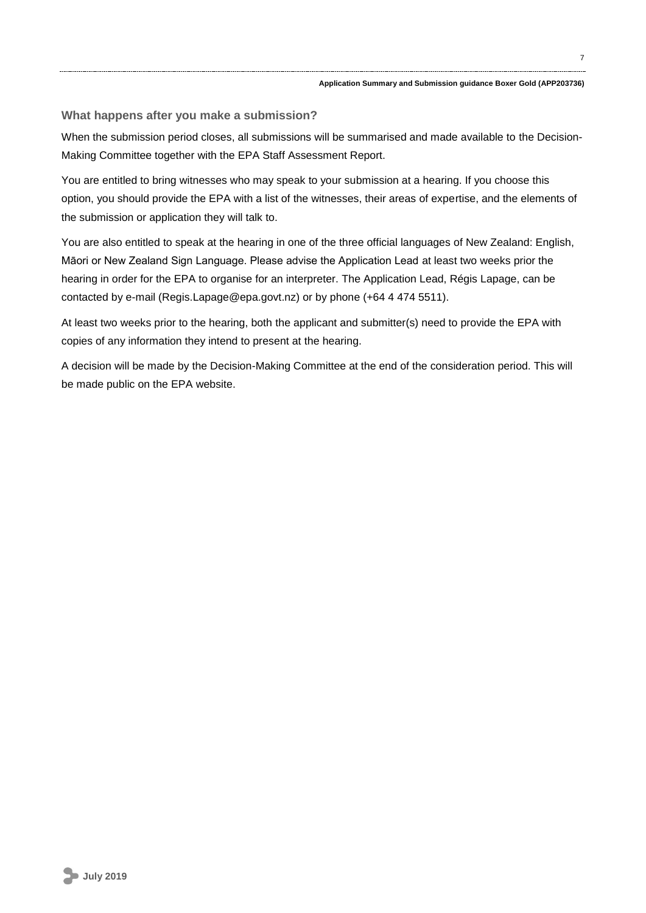### What happens after you make a submission?

When the submission period closes, all submissions will be summarised and made available to the Decision-Making Committee together with the EPA Staff Assessment Report.

You are entitled to bring witnesses who may speak to your submission at a hearing. If you choose this option, you should provide the EPA with a list of the witnesses, their areas of expertise, and the elements of the submission or application they will talk to.

You are also entitled to speak at the hearing in one of the three official languages of New Zealand: English, Māori or New Zealand Sign Language. Please advise the Application Lead at least two weeks prior the hearing in order for the EPA to organise for an interpreter. The Application Lead, Régis Lapage, can be contacted by e-mail (Regis.Lapage@epa.govt.nz) or by phone (+64 4 474 5511).

At least two weeks prior to the hearing, both the applicant and submitter(s) need to provide the EPA with copies of any information they intend to present at the hearing.

A decision will be made by the Decision-Making Committee at the end of the consideration period. This will be made public on the EPA website.